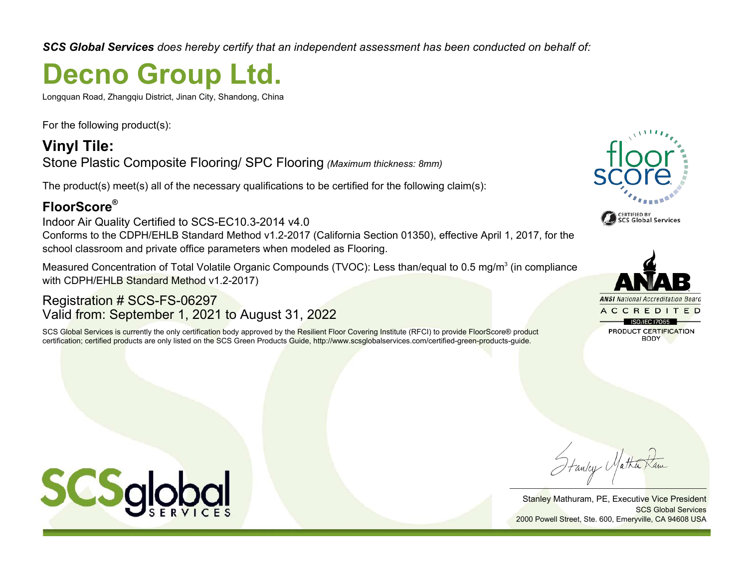***SCS Global Services** does hereby certify that an independent assessment has been conducted on behalf of:*

# Decno Group Ltd.

Longquan Road, Zhangqiu District, Jinan City, Shandong, China

For the following product(s):

## Vinyl Tile:

Stone Plastic Composite Flooring/ SPC Flooring *(Maximum thickness: 8mm)*

The product(s) meet(s) all of the necessary qualifications to be certified for the following claim(s):

## FloorScore®

Indoor Air Quality Certified to SCS-EC10.3-2014 v4.0

Conforms to the CDPH/EHLB Standard Method v1.2-2017 (California Section 01350), effective April 1, 2017, for the school classroom and private office parameters when modeled as Flooring.

Measured Concentration of Total Volatile Organic Compounds (TVOC): Less than/equal to 0.5 mg/m$^3$ (in compliance with CDPH/EHLB Standard Method v1.2-2017)

Registration # SCS-FS-06297

Valid from: September 1, 2021 to August 31, 2022

SCS Global Services is currently the only certification body approved by the Resilient Floor Covering Institute (RFCI) to provide FloorScore® product certification; certified products are only listed on the SCS Green Products Guide, http://www.scsglobalservices.com/certified-green-products-guide.

floor score

CERTIFIED BY SCS Global Services

ANAB

ANSI National Accreditation Board

ACCREDITED

ISO/IEC 17065

PRODUCT CERTIFICATION BODY

SCSglobal SERVICES

Stanley Mathuram, PE, Executive Vice President

SCS Global Services

2000 Powell Street, Ste. 600, Emeryville, CA 94608 USA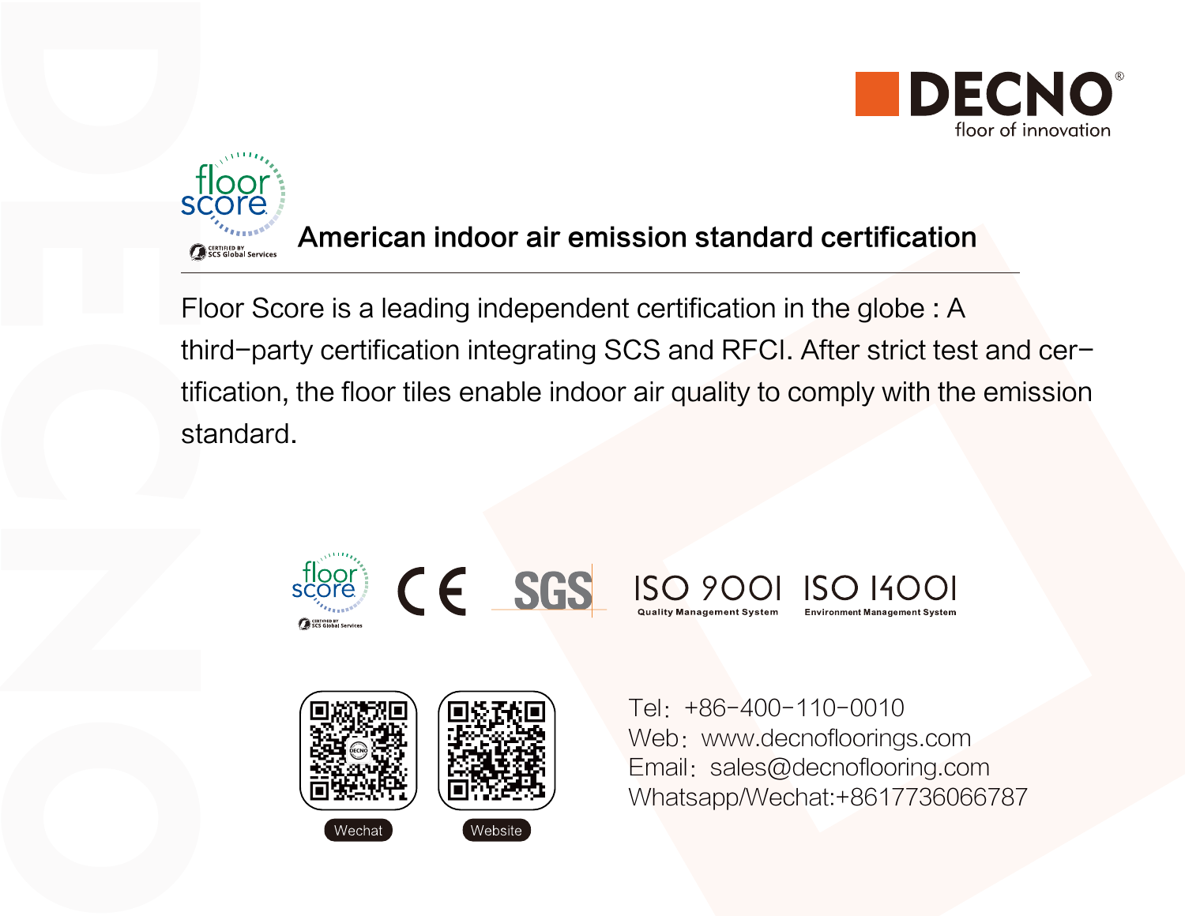DECNO®
floor of innovation

## American indoor air emission standard certification

Floor Score is a leading independent certification in the globe : A third-party certification integrating SCS and RFCI. After strict test and certification, the floor tiles enable indoor air quality to comply with the emission standard.

floor score CERTIFIED BY SCS Global Services   CE   SGS   ISO 9001 Quality Management System   ISO 14001 Environment Management System

Wechat   Website

Tel：+86-400-110-0010
Web：www.decnoflooring​s.com
Email：sales@decnoflooring.com
Whatsapp/Wechat:+8617736066787